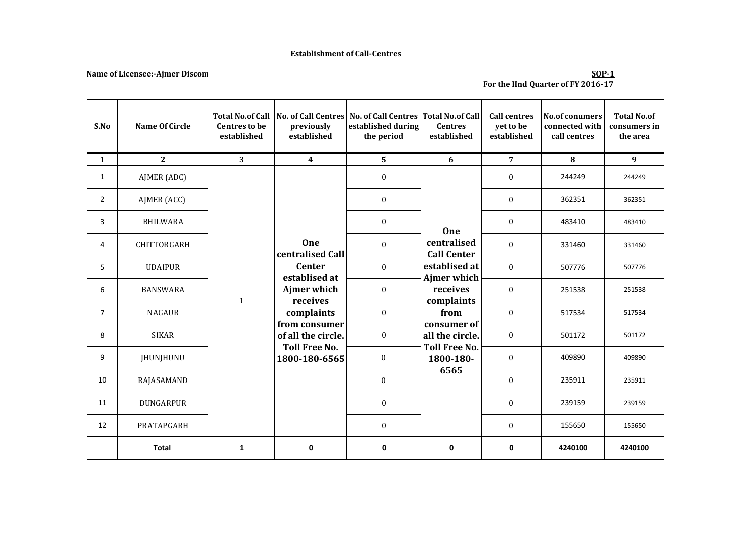## Establishment of Call-Centres

**Name of Licensee:-Ajmer Discom**

**SOP-1**
**For the IInd Quarter of FY 2016-17**

| S.No | Name Of Circle | Total No.of Call Centres to be established | No. of Call Centres previously established | No. of Call Centres established during the period | Total No.of Call Centres established | Call centres yet to be established | No.of conumers connected with call centres | Total No.of consumers in the area |
|---|---|---|---|---|---|---|---|---|
| 1 | 2 | 3 | 4 | 5 | 6 | 7 | 8 | 9 |
| 1 | AJMER (ADC) | 1 | One centralised Call Center establised at Ajmer which receives complaints from consumer of all the circle. Toll Free No. 1800-180-6565 | 0 | One centralised Call Center establised at Ajmer which receives complaints from consumer of all the circle. Toll Free No. 1800-180-6565 | 0 | 244249 | 244249 |
| 2 | AJMER (ACC) | | | 0 | | 0 | 362351 | 362351 |
| 3 | BHILWARA | | | 0 | | 0 | 483410 | 483410 |
| 4 | CHITTORGARH | | | 0 | | 0 | 331460 | 331460 |
| 5 | UDAIPUR | | | 0 | | 0 | 507776 | 507776 |
| 6 | BANSWARA | | | 0 | | 0 | 251538 | 251538 |
| 7 | NAGAUR | | | 0 | | 0 | 517534 | 517534 |
| 8 | SIKAR | | | 0 | | 0 | 501172 | 501172 |
| 9 | JHUNJHUNU | | | 0 | | 0 | 409890 | 409890 |
| 10 | RAJASAMAND | | | 0 | | 0 | 235911 | 235911 |
| 11 | DUNGARPUR | | | 0 | | 0 | 239159 | 239159 |
| 12 | PRATAPGARH | | | 0 | | 0 | 155650 | 155650 |
| | **Total** | **1** | **0** | **0** | **0** | **0** | **4240100** | **4240100** |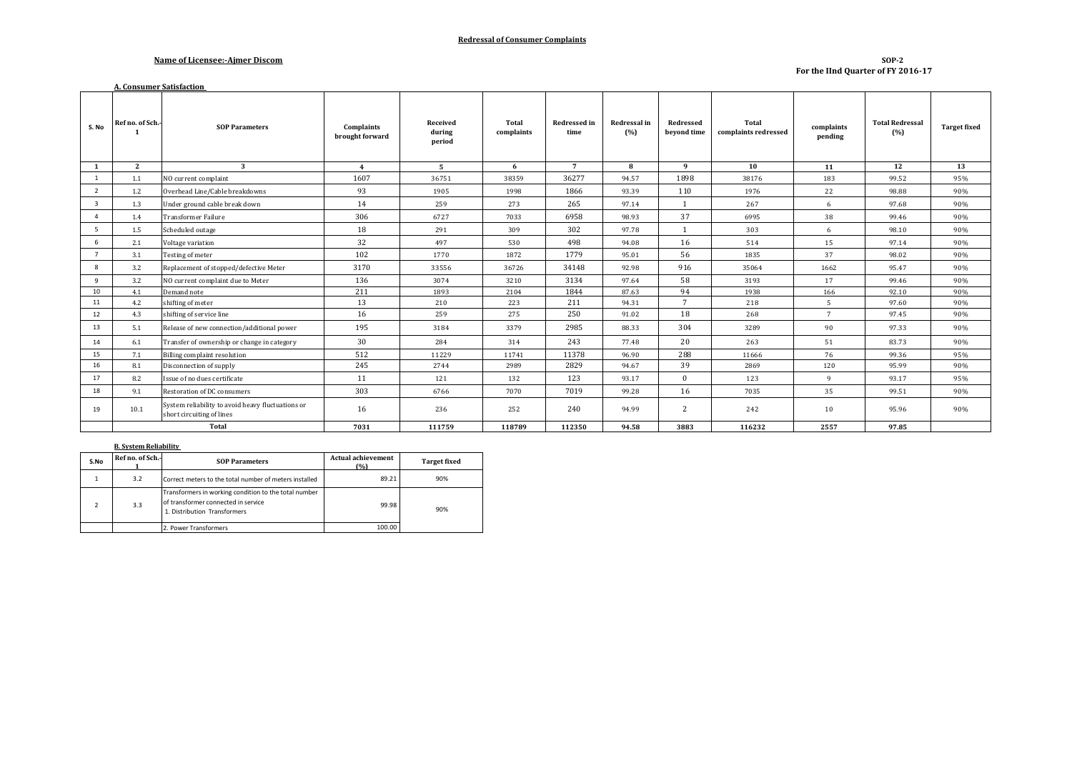**Redressal of Consumer Complaints**

**Name of Licensee:-Ajmer Discom**

**SOP-2**
**For the IInd Quarter of FY 2016-17**

**A. Consumer Satisfaction**

| S. No | Ref no. of Sch.-1 | SOP Parameters | Complaints brought forward | Received during period | Total complaints | Redressed in time | Redressal in (%) | Redressed beyond time | Total complaints redressed | complaints pending | Total Redressal (%) | Target fixed |
|---|---|---|---|---|---|---|---|---|---|---|---|---|
| 1 | 2 | 3 | 4 | 5 | 6 | 7 | 8 | 9 | 10 | 11 | 12 | 13 |
| 1 | 1.1 | NO current complaint | 1607 | 36751 | 38359 | 36277 | 94.57 | 1898 | 38176 | 183 | 99.52 | 95% |
| 2 | 1.2 | Overhead Line/Cable breakdowns | 93 | 1905 | 1998 | 1866 | 93.39 | 110 | 1976 | 22 | 98.88 | 90% |
| 3 | 1.3 | Under ground cable break down | 14 | 259 | 273 | 265 | 97.14 | 1 | 267 | 6 | 97.68 | 90% |
| 4 | 1.4 | Transformer Failure | 306 | 6727 | 7033 | 6958 | 98.93 | 37 | 6995 | 38 | 99.46 | 90% |
| 5 | 1.5 | Scheduled outage | 18 | 291 | 309 | 302 | 97.78 | 1 | 303 | 6 | 98.10 | 90% |
| 6 | 2.1 | Voltage variation | 32 | 497 | 530 | 498 | 94.08 | 16 | 514 | 15 | 97.14 | 90% |
| 7 | 3.1 | Testing of meter | 102 | 1770 | 1872 | 1779 | 95.01 | 56 | 1835 | 37 | 98.02 | 90% |
| 8 | 3.2 | Replacement of stopped/defective Meter | 3170 | 33556 | 36726 | 34148 | 92.98 | 916 | 35064 | 1662 | 95.47 | 90% |
| 9 | 3.2 | NO current complaint due to Meter | 136 | 3074 | 3210 | 3134 | 97.64 | 58 | 3193 | 17 | 99.46 | 90% |
| 10 | 4.1 | Demand note | 211 | 1893 | 2104 | 1844 | 87.63 | 94 | 1938 | 166 | 92.10 | 90% |
| 11 | 4.2 | shifting of meter | 13 | 210 | 223 | 211 | 94.31 | 7 | 218 | 5 | 97.60 | 90% |
| 12 | 4.3 | shifting of service line | 16 | 259 | 275 | 250 | 91.02 | 18 | 268 | 7 | 97.45 | 90% |
| 13 | 5.1 | Release of new connection/additional power | 195 | 3184 | 3379 | 2985 | 88.33 | 304 | 3289 | 90 | 97.33 | 90% |
| 14 | 6.1 | Transfer of ownership or change in category | 30 | 284 | 314 | 243 | 77.48 | 20 | 263 | 51 | 83.73 | 90% |
| 15 | 7.1 | Billing complaint resolution | 512 | 11229 | 11741 | 11378 | 96.90 | 288 | 11666 | 76 | 99.36 | 95% |
| 16 | 8.1 | Disconnection of supply | 245 | 2744 | 2989 | 2829 | 94.67 | 39 | 2869 | 120 | 95.99 | 90% |
| 17 | 8.2 | Issue of no dues certificate | 11 | 121 | 132 | 123 | 93.17 | 0 | 123 | 9 | 93.17 | 95% |
| 18 | 9.1 | Restoration of DC consumers | 303 | 6766 | 7070 | 7019 | 99.28 | 16 | 7035 | 35 | 99.51 | 90% |
| 19 | 10.1 | System reliability to avoid heavy fluctuations or short circuiting of lines | 16 | 236 | 252 | 240 | 94.99 | 2 | 242 | 10 | 95.96 | 90% |
| | | **Total** | **7031** | **111759** | **118789** | **112350** | **94.58** | **3883** | **116232** | **2557** | **97.85** | |

**B. System Reliability**

| S.No | Ref no. of Sch.-1 | SOP Parameters | Actual achievement (%) | Target fixed |
|---|---|---|---|---|
| 1 | 3.2 | Correct meters to the total number of meters installed | 89.21 | 90% |
| 2 | 3.3 | Transformers in working condition to the total number of transformer connected in service<br>1. Distribution Transformers | 99.98 | 90% |
| | | 2. Power Transformers | 100.00 | |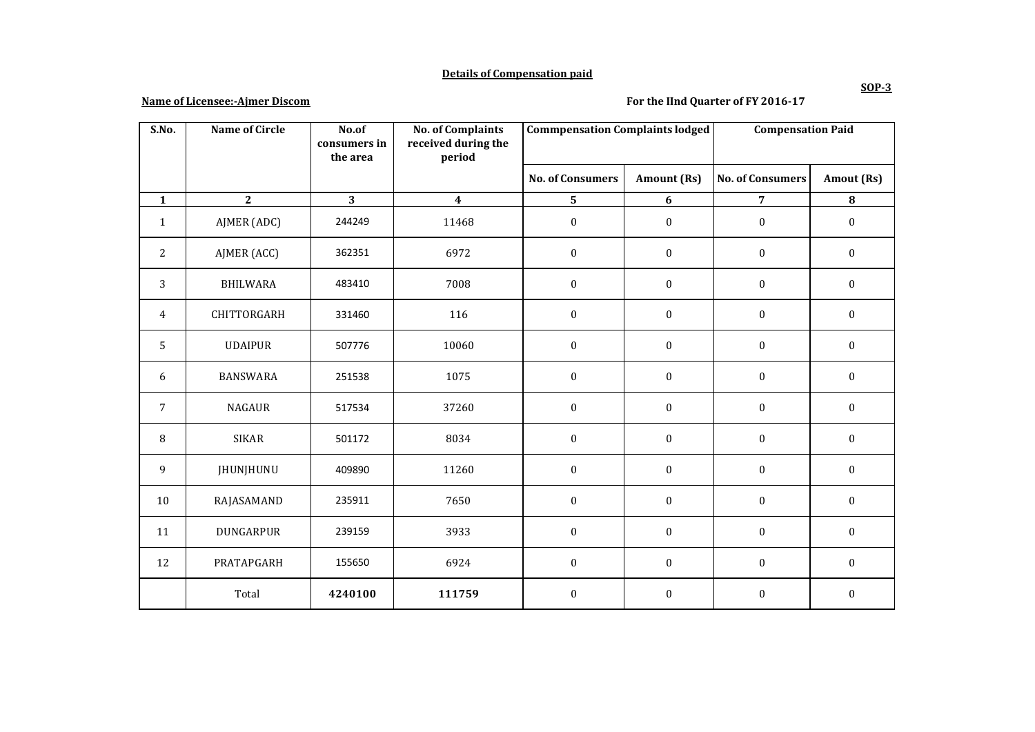**Details of Compensation paid**

**SOP-3**

**Name of Licensee:-Ajmer Discom**

**For the IInd Quarter of FY 2016-17**

| S.No. | Name of Circle | No.of consumers in the area | No. of Complaints received during the period | Commpensation Complaints lodged | | Compensation Paid | |
|---|---|---|---|---|---|---|---|
| | | | | No. of Consumers | Amount (Rs) | No. of Consumers | Amout (Rs) |
| 1 | 2 | 3 | 4 | 5 | 6 | 7 | 8 |
| 1 | AJMER (ADC) | 244249 | 11468 | 0 | 0 | 0 | 0 |
| 2 | AJMER (ACC) | 362351 | 6972 | 0 | 0 | 0 | 0 |
| 3 | BHILWARA | 483410 | 7008 | 0 | 0 | 0 | 0 |
| 4 | CHITTORGARH | 331460 | 116 | 0 | 0 | 0 | 0 |
| 5 | UDAIPUR | 507776 | 10060 | 0 | 0 | 0 | 0 |
| 6 | BANSWARA | 251538 | 1075 | 0 | 0 | 0 | 0 |
| 7 | NAGAUR | 517534 | 37260 | 0 | 0 | 0 | 0 |
| 8 | SIKAR | 501172 | 8034 | 0 | 0 | 0 | 0 |
| 9 | JHUNJHUNU | 409890 | 11260 | 0 | 0 | 0 | 0 |
| 10 | RAJASAMAND | 235911 | 7650 | 0 | 0 | 0 | 0 |
| 11 | DUNGARPUR | 239159 | 3933 | 0 | 0 | 0 | 0 |
| 12 | PRATAPGARH | 155650 | 6924 | 0 | 0 | 0 | 0 |
| | Total | **4240100** | **111759** | 0 | 0 | 0 | 0 |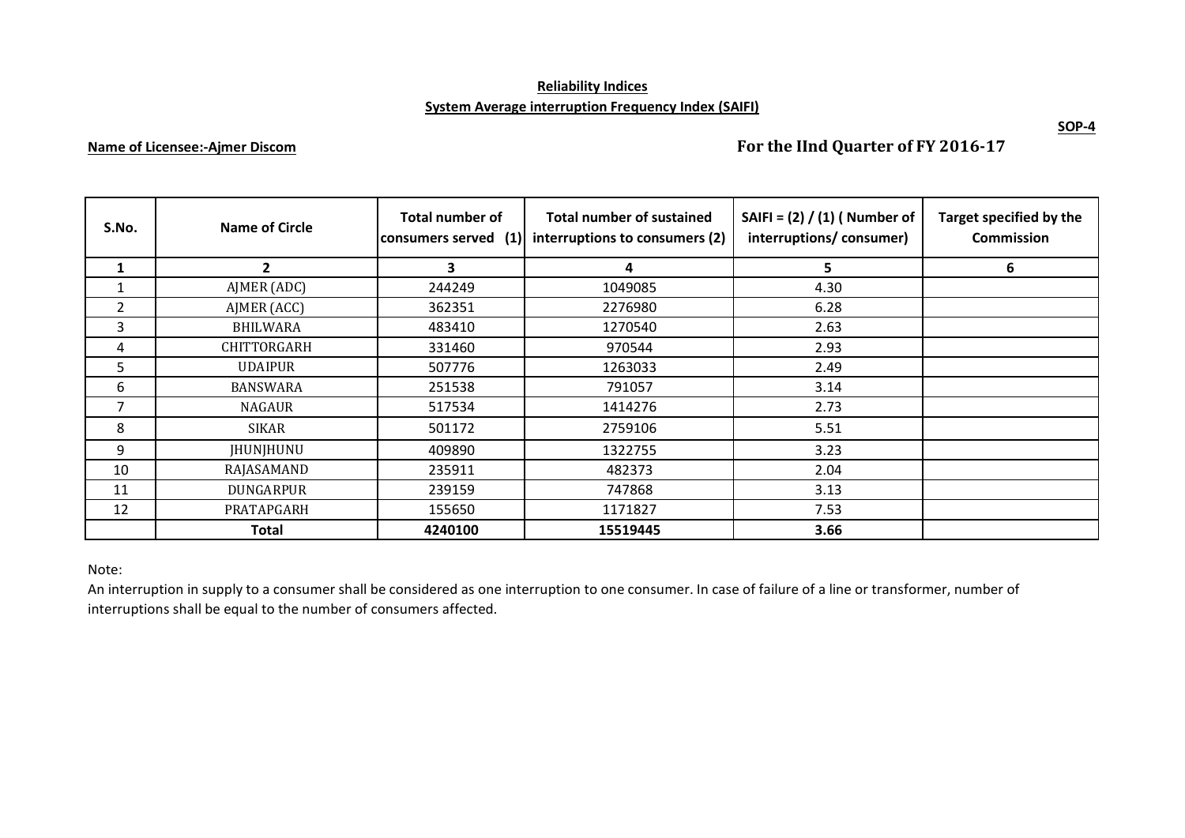**Reliability Indices**

**System Average interruption Frequency Index (SAIFI)**

**SOP-4**

**Name of Licensee:-Ajmer Discom**

**For the IInd Quarter of FY 2016-17**

| S.No. | Name of Circle | Total number of consumers served (1) | Total number of sustained interruptions to consumers (2) | SAIFI = (2) / (1) ( Number of interruptions/ consumer) | Target specified by the Commission |
|---|---|---|---|---|---|
| 1 | 2 | 3 | 4 | 5 | 6 |
| 1 | AJMER (ADC) | 244249 | 1049085 | 4.30 | |
| 2 | AJMER (ACC) | 362351 | 2276980 | 6.28 | |
| 3 | BHILWARA | 483410 | 1270540 | 2.63 | |
| 4 | CHITTORGARH | 331460 | 970544 | 2.93 | |
| 5 | UDAIPUR | 507776 | 1263033 | 2.49 | |
| 6 | BANSWARA | 251538 | 791057 | 3.14 | |
| 7 | NAGAUR | 517534 | 1414276 | 2.73 | |
| 8 | SIKAR | 501172 | 2759106 | 5.51 | |
| 9 | JHUNJHUNU | 409890 | 1322755 | 3.23 | |
| 10 | RAJASAMAND | 235911 | 482373 | 2.04 | |
| 11 | DUNGARPUR | 239159 | 747868 | 3.13 | |
| 12 | PRATAPGARH | 155650 | 1171827 | 7.53 | |
| | **Total** | **4240100** | **15519445** | **3.66** | |

Note:

An interruption in supply to a consumer shall be considered as one interruption to one consumer. In case of failure of a line or transformer, number of interruptions shall be equal to the number of consumers affected.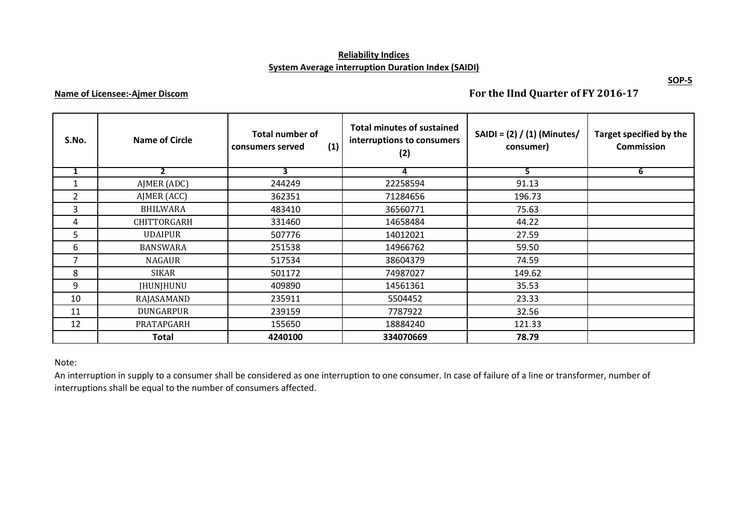**Reliability Indices**

**System Average interruption Duration Index (SAIDI)**

**SOP-5**

**Name of Licensee:-Ajmer Discom**

**For the IInd Quarter of FY 2016-17**

| S.No. | Name of Circle | Total number of consumers served (1) | Total minutes of sustained interruptions to consumers (2) | SAIDI = (2) / (1) (Minutes/ consumer) | Target specified by the Commission |
|---|---|---|---|---|---|
| 1 | 2 | 3 | 4 | 5 | 6 |
| 1 | AJMER (ADC) | 244249 | 22258594 | 91.13 | |
| 2 | AJMER (ACC) | 362351 | 71284656 | 196.73 | |
| 3 | BHILWARA | 483410 | 36560771 | 75.63 | |
| 4 | CHITTORGARH | 331460 | 14658484 | 44.22 | |
| 5 | UDAIPUR | 507776 | 14012021 | 27.59 | |
| 6 | BANSWARA | 251538 | 14966762 | 59.50 | |
| 7 | NAGAUR | 517534 | 38604379 | 74.59 | |
| 8 | SIKAR | 501172 | 74987027 | 149.62 | |
| 9 | JHUNJHUNU | 409890 | 14561361 | 35.53 | |
| 10 | RAJASAMAND | 235911 | 5504452 | 23.33 | |
| 11 | DUNGARPUR | 239159 | 7787922 | 32.56 | |
| 12 | PRATAPGARH | 155650 | 18884240 | 121.33 | |
| | **Total** | **4240100** | **334070669** | **78.79** | |

Note:

An interruption in supply to a consumer shall be considered as one interruption to one consumer. In case of failure of a line or transformer, number of interruptions shall be equal to the number of consumers affected.